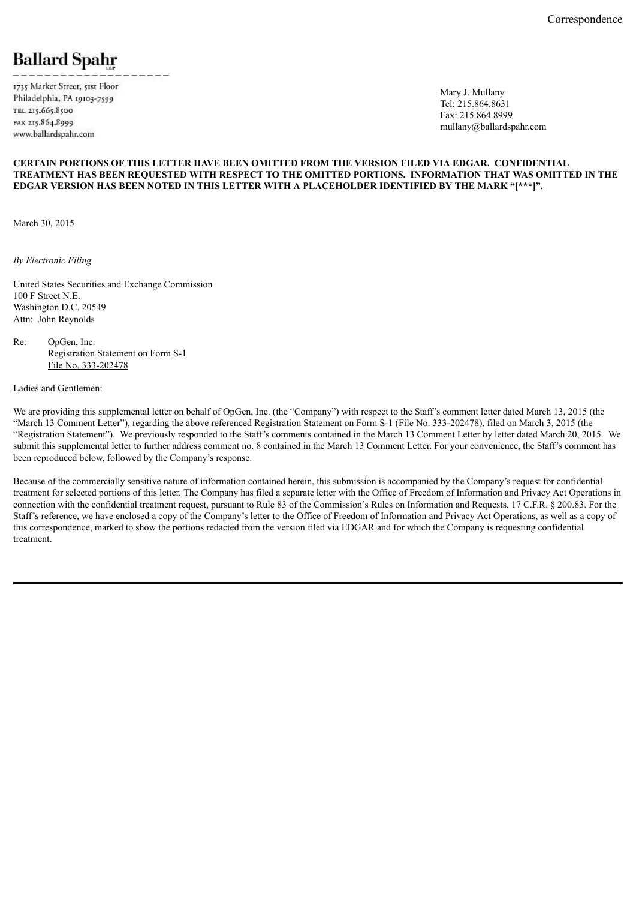Correspondence

**Ballard Spahr**

1735 Market Street, 51st Floor
Philadelphia, PA 19103-7599
TEL 215.665.8500
FAX 215.864.8999
www.ballardspahr.com

Mary J. Mullany
Tel: 215.864.8631
Fax: 215.864.8999
mullany@ballardspahr.com

**CERTAIN PORTIONS OF THIS LETTER HAVE BEEN OMITTED FROM THE VERSION FILED VIA EDGAR. CONFIDENTIAL TREATMENT HAS BEEN REQUESTED WITH RESPECT TO THE OMITTED PORTIONS. INFORMATION THAT WAS OMITTED IN THE EDGAR VERSION HAS BEEN NOTED IN THIS LETTER WITH A PLACEHOLDER IDENTIFIED BY THE MARK "[***]".**

March 30, 2015

*By Electronic Filing*

United States Securities and Exchange Commission
100 F Street N.E.
Washington D.C. 20549
Attn: John Reynolds

Re: OpGen, Inc.
Registration Statement on Form S-1
File No. 333-202478

Ladies and Gentlemen:

We are providing this supplemental letter on behalf of OpGen, Inc. (the "Company") with respect to the Staff's comment letter dated March 13, 2015 (the "March 13 Comment Letter"), regarding the above referenced Registration Statement on Form S-1 (File No. 333-202478), filed on March 3, 2015 (the "Registration Statement"). We previously responded to the Staff's comments contained in the March 13 Comment Letter by letter dated March 20, 2015. We submit this supplemental letter to further address comment no. 8 contained in the March 13 Comment Letter. For your convenience, the Staff's comment has been reproduced below, followed by the Company's response.

Because of the commercially sensitive nature of information contained herein, this submission is accompanied by the Company's request for confidential treatment for selected portions of this letter. The Company has filed a separate letter with the Office of Freedom of Information and Privacy Act Operations in connection with the confidential treatment request, pursuant to Rule 83 of the Commission's Rules on Information and Requests, 17 C.F.R. § 200.83. For the Staff's reference, we have enclosed a copy of the Company's letter to the Office of Freedom of Information and Privacy Act Operations, as well as a copy of this correspondence, marked to show the portions redacted from the version filed via EDGAR and for which the Company is requesting confidential treatment.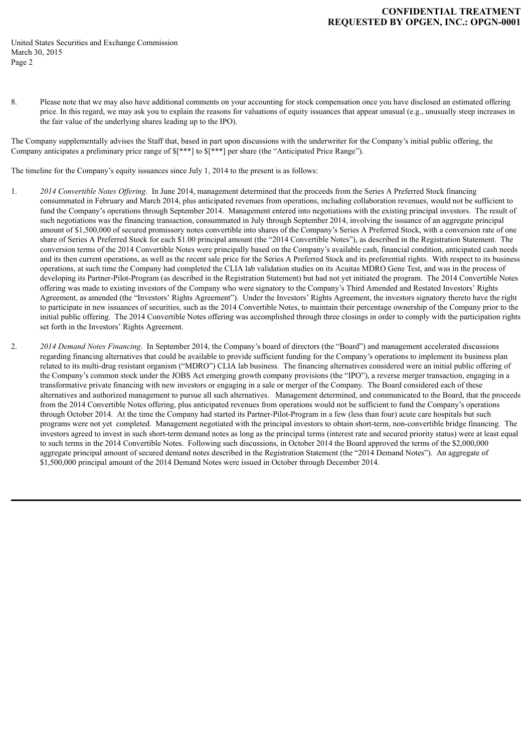8. Please note that we may also have additional comments on your accounting for stock compensation once you have disclosed an estimated offering price. In this regard, we may ask you to explain the reasons for valuations of equity issuances that appear unusual (e.g., unusually steep increases in the fair value of the underlying shares leading up to the IPO).

The Company supplementally advises the Staff that, based in part upon discussions with the underwriter for the Company's initial public offering, the Company anticipates a preliminary price range of $[***] to $[***] per share (the "Anticipated Price Range").

The timeline for the Company's equity issuances since July 1, 2014 to the present is as follows:

1. *2014 Convertible Notes Offering*. In June 2014, management determined that the proceeds from the Series A Preferred Stock financing consummated in February and March 2014, plus anticipated revenues from operations, including collaboration revenues, would not be sufficient to fund the Company's operations through September 2014. Management entered into negotiations with the existing principal investors. The result of such negotiations was the financing transaction, consummated in July through September 2014, involving the issuance of an aggregate principal amount of $1,500,000 of secured promissory notes convertible into shares of the Company's Series A Preferred Stock, with a conversion rate of one share of Series A Preferred Stock for each $1.00 principal amount (the "2014 Convertible Notes"), as described in the Registration Statement. The conversion terms of the 2014 Convertible Notes were principally based on the Company's available cash, financial condition, anticipated cash needs and its then current operations, as well as the recent sale price for the Series A Preferred Stock and its preferential rights. With respect to its business operations, at such time the Company had completed the CLIA lab validation studies on its Acuitas MDRO Gene Test, and was in the process of developing its Partner-Pilot-Program (as described in the Registration Statement) but had not yet initiated the program. The 2014 Convertible Notes offering was made to existing investors of the Company who were signatory to the Company's Third Amended and Restated Investors' Rights Agreement, as amended (the "Investors' Rights Agreement"). Under the Investors' Rights Agreement, the investors signatory thereto have the right to participate in new issuances of securities, such as the 2014 Convertible Notes, to maintain their percentage ownership of the Company prior to the initial public offering. The 2014 Convertible Notes offering was accomplished through three closings in order to comply with the participation rights set forth in the Investors' Rights Agreement.

2. *2014 Demand Notes Financing*. In September 2014, the Company's board of directors (the "Board") and management accelerated discussions regarding financing alternatives that could be available to provide sufficient funding for the Company's operations to implement its business plan related to its multi-drug resistant organism ("MDRO") CLIA lab business. The financing alternatives considered were an initial public offering of the Company's common stock under the JOBS Act emerging growth company provisions (the "IPO"), a reverse merger transaction, engaging in a transformative private financing with new investors or engaging in a sale or merger of the Company. The Board considered each of these alternatives and authorized management to pursue all such alternatives. Management determined, and communicated to the Board, that the proceeds from the 2014 Convertible Notes offering, plus anticipated revenues from operations would not be sufficient to fund the Company's operations through October 2014. At the time the Company had started its Partner-Pilot-Program in a few (less than four) acute care hospitals but such programs were not yet completed. Management negotiated with the principal investors to obtain short-term, non-convertible bridge financing. The investors agreed to invest in such short-term demand notes as long as the principal terms (interest rate and secured priority status) were at least equal to such terms in the 2014 Convertible Notes. Following such discussions, in October 2014 the Board approved the terms of the $2,000,000 aggregate principal amount of secured demand notes described in the Registration Statement (the "2014 Demand Notes"). An aggregate of $1,500,000 principal amount of the 2014 Demand Notes were issued in October through December 2014.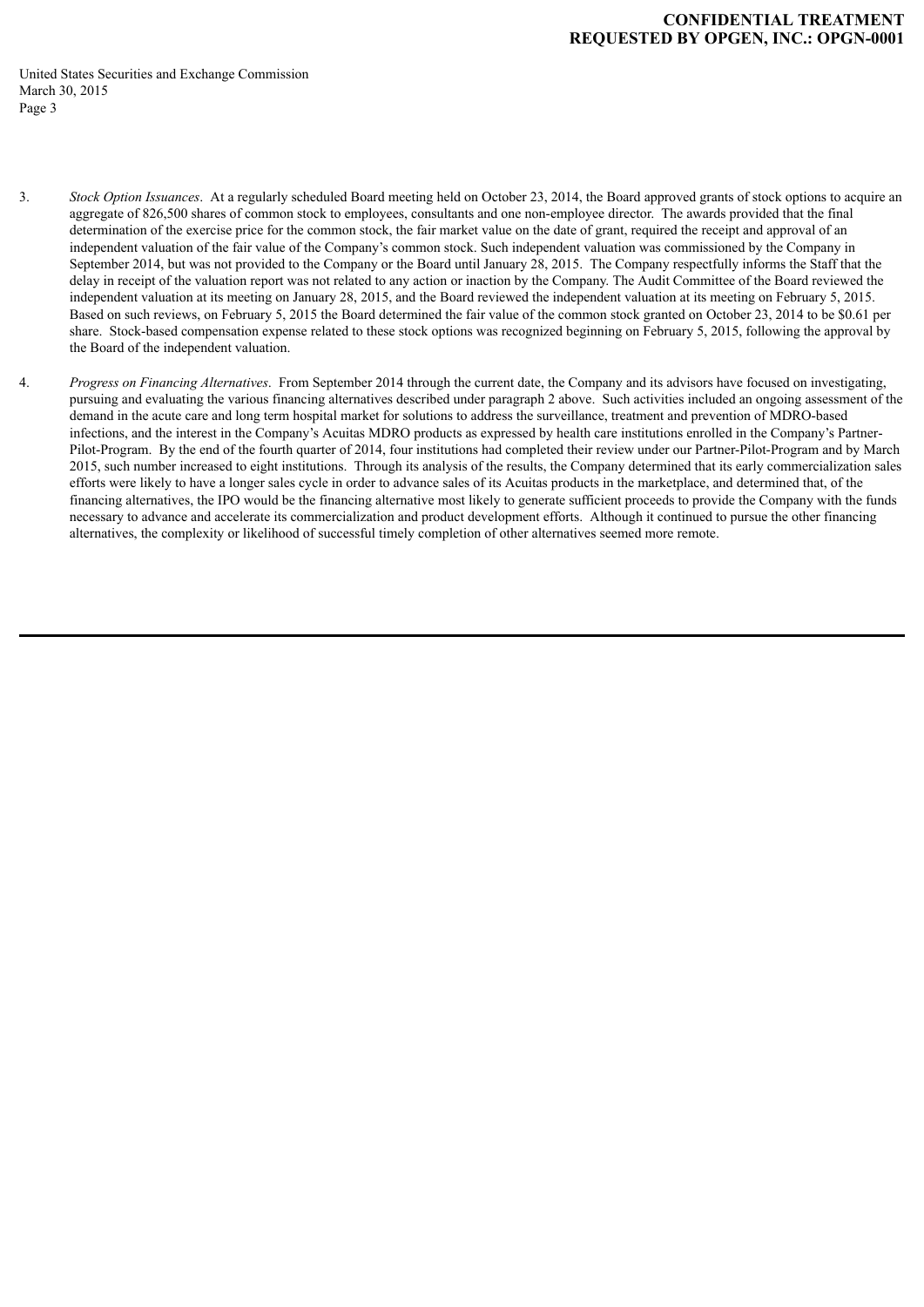3. *Stock Option Issuances*. At a regularly scheduled Board meeting held on October 23, 2014, the Board approved grants of stock options to acquire an aggregate of 826,500 shares of common stock to employees, consultants and one non-employee director. The awards provided that the final determination of the exercise price for the common stock, the fair market value on the date of grant, required the receipt and approval of an independent valuation of the fair value of the Company's common stock. Such independent valuation was commissioned by the Company in September 2014, but was not provided to the Company or the Board until January 28, 2015. The Company respectfully informs the Staff that the delay in receipt of the valuation report was not related to any action or inaction by the Company. The Audit Committee of the Board reviewed the independent valuation at its meeting on January 28, 2015, and the Board reviewed the independent valuation at its meeting on February 5, 2015. Based on such reviews, on February 5, 2015 the Board determined the fair value of the common stock granted on October 23, 2014 to be $0.61 per share. Stock-based compensation expense related to these stock options was recognized beginning on February 5, 2015, following the approval by the Board of the independent valuation.

4. *Progress on Financing Alternatives*. From September 2014 through the current date, the Company and its advisors have focused on investigating, pursuing and evaluating the various financing alternatives described under paragraph 2 above. Such activities included an ongoing assessment of the demand in the acute care and long term hospital market for solutions to address the surveillance, treatment and prevention of MDRO-based infections, and the interest in the Company's Acuitas MDRO products as expressed by health care institutions enrolled in the Company's Partner-Pilot-Program. By the end of the fourth quarter of 2014, four institutions had completed their review under our Partner-Pilot-Program and by March 2015, such number increased to eight institutions. Through its analysis of the results, the Company determined that its early commercialization sales efforts were likely to have a longer sales cycle in order to advance sales of its Acuitas products in the marketplace, and determined that, of the financing alternatives, the IPO would be the financing alternative most likely to generate sufficient proceeds to provide the Company with the funds necessary to advance and accelerate its commercialization and product development efforts. Although it continued to pursue the other financing alternatives, the complexity or likelihood of successful timely completion of other alternatives seemed more remote.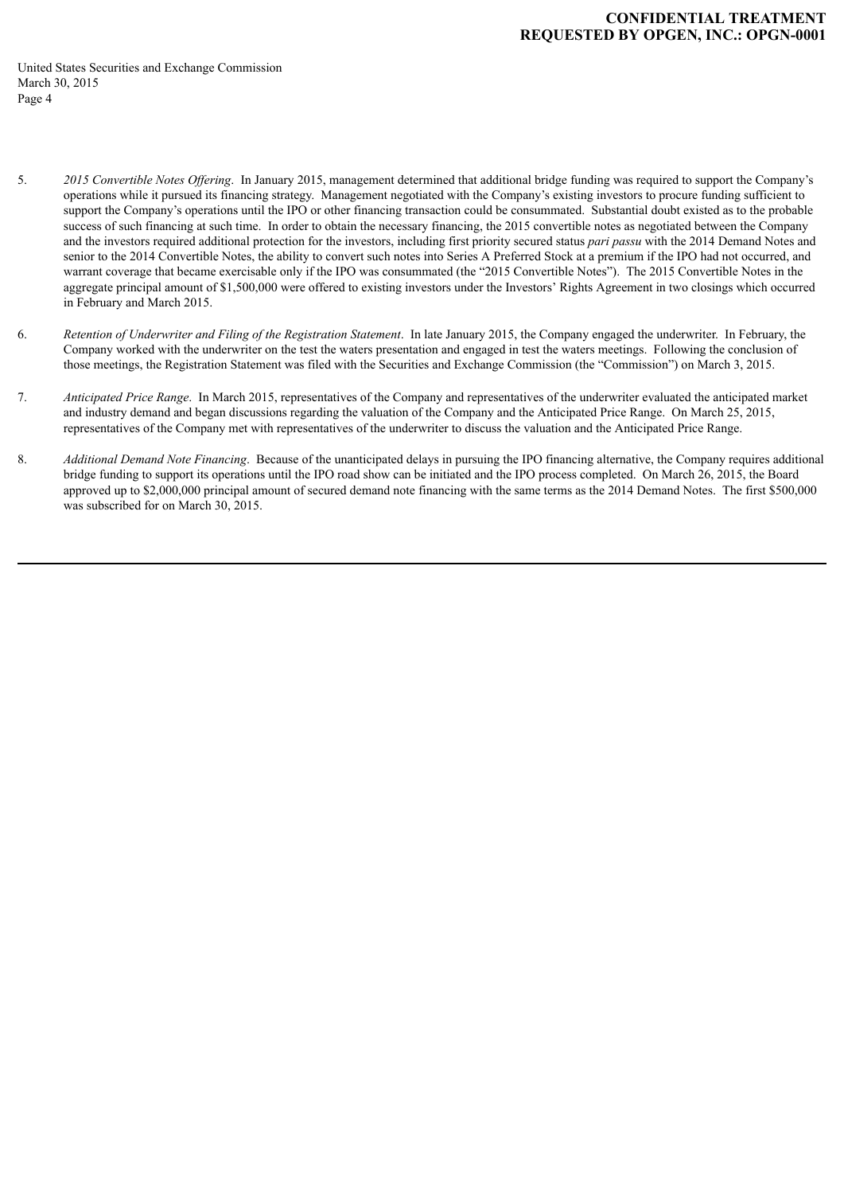5. *2015 Convertible Notes Offering*. In January 2015, management determined that additional bridge funding was required to support the Company's operations while it pursued its financing strategy. Management negotiated with the Company's existing investors to procure funding sufficient to support the Company's operations until the IPO or other financing transaction could be consummated. Substantial doubt existed as to the probable success of such financing at such time. In order to obtain the necessary financing, the 2015 convertible notes as negotiated between the Company and the investors required additional protection for the investors, including first priority secured status *pari passu* with the 2014 Demand Notes and senior to the 2014 Convertible Notes, the ability to convert such notes into Series A Preferred Stock at a premium if the IPO had not occurred, and warrant coverage that became exercisable only if the IPO was consummated (the "2015 Convertible Notes"). The 2015 Convertible Notes in the aggregate principal amount of $1,500,000 were offered to existing investors under the Investors' Rights Agreement in two closings which occurred in February and March 2015.

6. *Retention of Underwriter and Filing of the Registration Statement*. In late January 2015, the Company engaged the underwriter. In February, the Company worked with the underwriter on the test the waters presentation and engaged in test the waters meetings. Following the conclusion of those meetings, the Registration Statement was filed with the Securities and Exchange Commission (the "Commission") on March 3, 2015.

7. *Anticipated Price Range*. In March 2015, representatives of the Company and representatives of the underwriter evaluated the anticipated market and industry demand and began discussions regarding the valuation of the Company and the Anticipated Price Range. On March 25, 2015, representatives of the Company met with representatives of the underwriter to discuss the valuation and the Anticipated Price Range.

8. *Additional Demand Note Financing*. Because of the unanticipated delays in pursuing the IPO financing alternative, the Company requires additional bridge funding to support its operations until the IPO road show can be initiated and the IPO process completed. On March 26, 2015, the Board approved up to $2,000,000 principal amount of secured demand note financing with the same terms as the 2014 Demand Notes. The first $500,000 was subscribed for on March 30, 2015.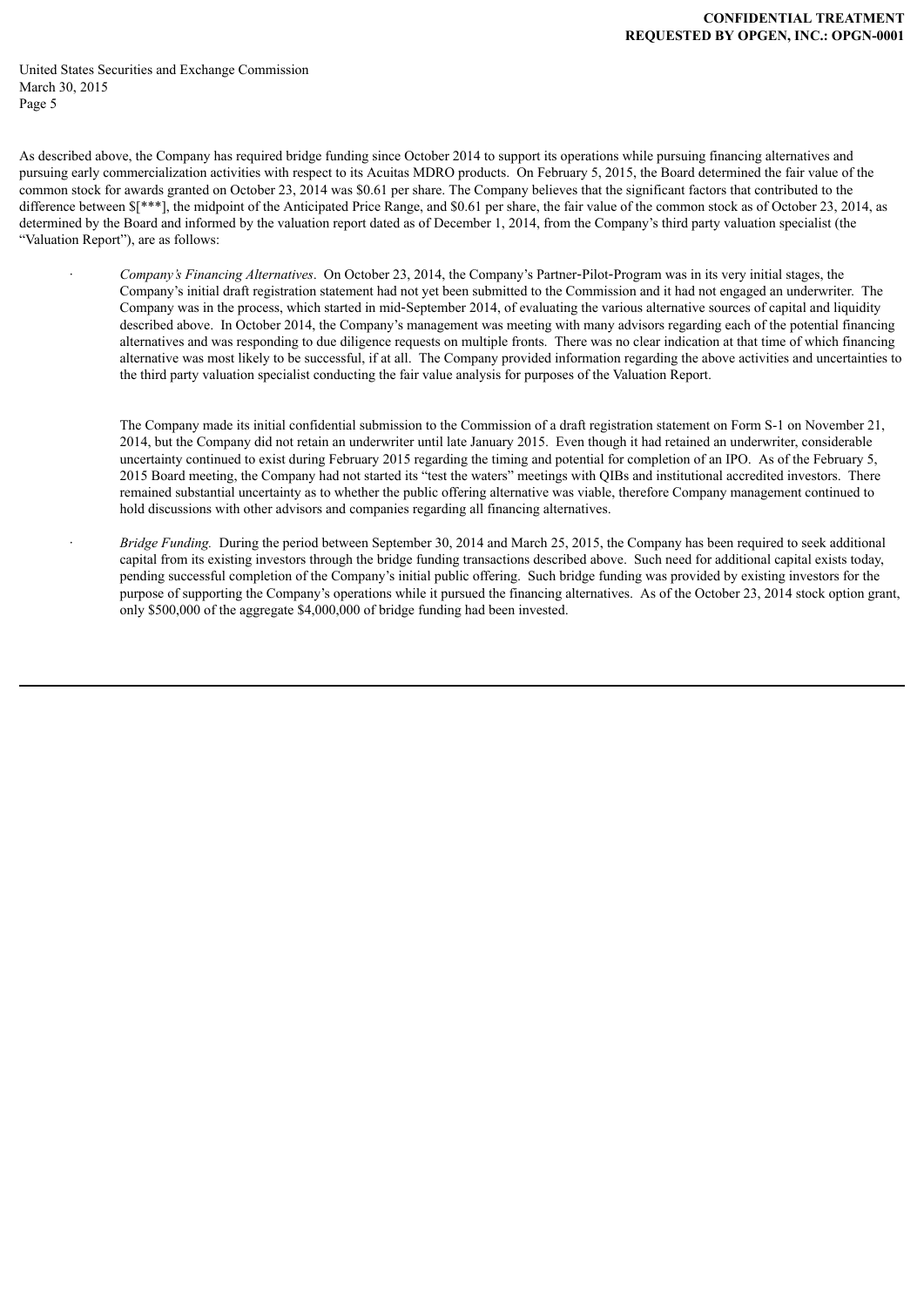As described above, the Company has required bridge funding since October 2014 to support its operations while pursuing financing alternatives and pursuing early commercialization activities with respect to its Acuitas MDRO products. On February 5, 2015, the Board determined the fair value of the common stock for awards granted on October 23, 2014 was $0.61 per share. The Company believes that the significant factors that contributed to the difference between $[***], the midpoint of the Anticipated Price Range, and $0.61 per share, the fair value of the common stock as of October 23, 2014, as determined by the Board and informed by the valuation report dated as of December 1, 2014, from the Company's third party valuation specialist (the "Valuation Report"), are as follows:

- *Company's Financing Alternatives*. On October 23, 2014, the Company's Partner-Pilot-Program was in its very initial stages, the Company's initial draft registration statement had not yet been submitted to the Commission and it had not engaged an underwriter. The Company was in the process, which started in mid-September 2014, of evaluating the various alternative sources of capital and liquidity described above. In October 2014, the Company's management was meeting with many advisors regarding each of the potential financing alternatives and was responding to due diligence requests on multiple fronts. There was no clear indication at that time of which financing alternative was most likely to be successful, if at all. The Company provided information regarding the above activities and uncertainties to the third party valuation specialist conducting the fair value analysis for purposes of the Valuation Report.

  The Company made its initial confidential submission to the Commission of a draft registration statement on Form S-1 on November 21, 2014, but the Company did not retain an underwriter until late January 2015. Even though it had retained an underwriter, considerable uncertainty continued to exist during February 2015 regarding the timing and potential for completion of an IPO. As of the February 5, 2015 Board meeting, the Company had not started its "test the waters" meetings with QIBs and institutional accredited investors. There remained substantial uncertainty as to whether the public offering alternative was viable, therefore Company management continued to hold discussions with other advisors and companies regarding all financing alternatives.

- *Bridge Funding.* During the period between September 30, 2014 and March 25, 2015, the Company has been required to seek additional capital from its existing investors through the bridge funding transactions described above. Such need for additional capital exists today, pending successful completion of the Company's initial public offering. Such bridge funding was provided by existing investors for the purpose of supporting the Company's operations while it pursued the financing alternatives. As of the October 23, 2014 stock option grant, only $500,000 of the aggregate $4,000,000 of bridge funding had been invested.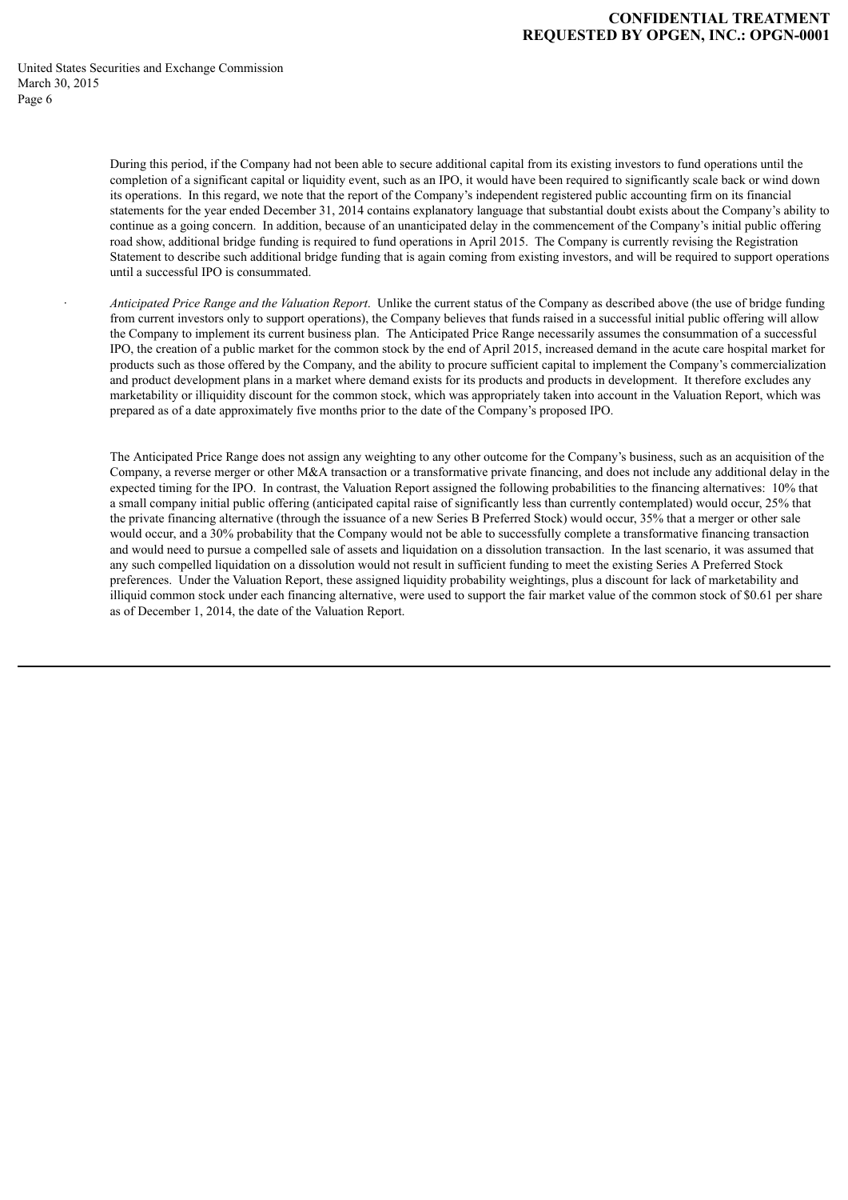During this period, if the Company had not been able to secure additional capital from its existing investors to fund operations until the completion of a significant capital or liquidity event, such as an IPO, it would have been required to significantly scale back or wind down its operations. In this regard, we note that the report of the Company's independent registered public accounting firm on its financial statements for the year ended December 31, 2014 contains explanatory language that substantial doubt exists about the Company's ability to continue as a going concern. In addition, because of an unanticipated delay in the commencement of the Company's initial public offering road show, additional bridge funding is required to fund operations in April 2015. The Company is currently revising the Registration Statement to describe such additional bridge funding that is again coming from existing investors, and will be required to support operations until a successful IPO is consummated.

- *Anticipated Price Range and the Valuation Report*. Unlike the current status of the Company as described above (the use of bridge funding from current investors only to support operations), the Company believes that funds raised in a successful initial public offering will allow the Company to implement its current business plan. The Anticipated Price Range necessarily assumes the consummation of a successful IPO, the creation of a public market for the common stock by the end of April 2015, increased demand in the acute care hospital market for products such as those offered by the Company, and the ability to procure sufficient capital to implement the Company's commercialization and product development plans in a market where demand exists for its products and products in development. It therefore excludes any marketability or illiquidity discount for the common stock, which was appropriately taken into account in the Valuation Report, which was prepared as of a date approximately five months prior to the date of the Company's proposed IPO.

The Anticipated Price Range does not assign any weighting to any other outcome for the Company's business, such as an acquisition of the Company, a reverse merger or other M&A transaction or a transformative private financing, and does not include any additional delay in the expected timing for the IPO. In contrast, the Valuation Report assigned the following probabilities to the financing alternatives: 10% that a small company initial public offering (anticipated capital raise of significantly less than currently contemplated) would occur, 25% that the private financing alternative (through the issuance of a new Series B Preferred Stock) would occur, 35% that a merger or other sale would occur, and a 30% probability that the Company would not be able to successfully complete a transformative financing transaction and would need to pursue a compelled sale of assets and liquidation on a dissolution transaction. In the last scenario, it was assumed that any such compelled liquidation on a dissolution would not result in sufficient funding to meet the existing Series A Preferred Stock preferences. Under the Valuation Report, these assigned liquidity probability weightings, plus a discount for lack of marketability and illiquid common stock under each financing alternative, were used to support the fair market value of the common stock of $0.61 per share as of December 1, 2014, the date of the Valuation Report.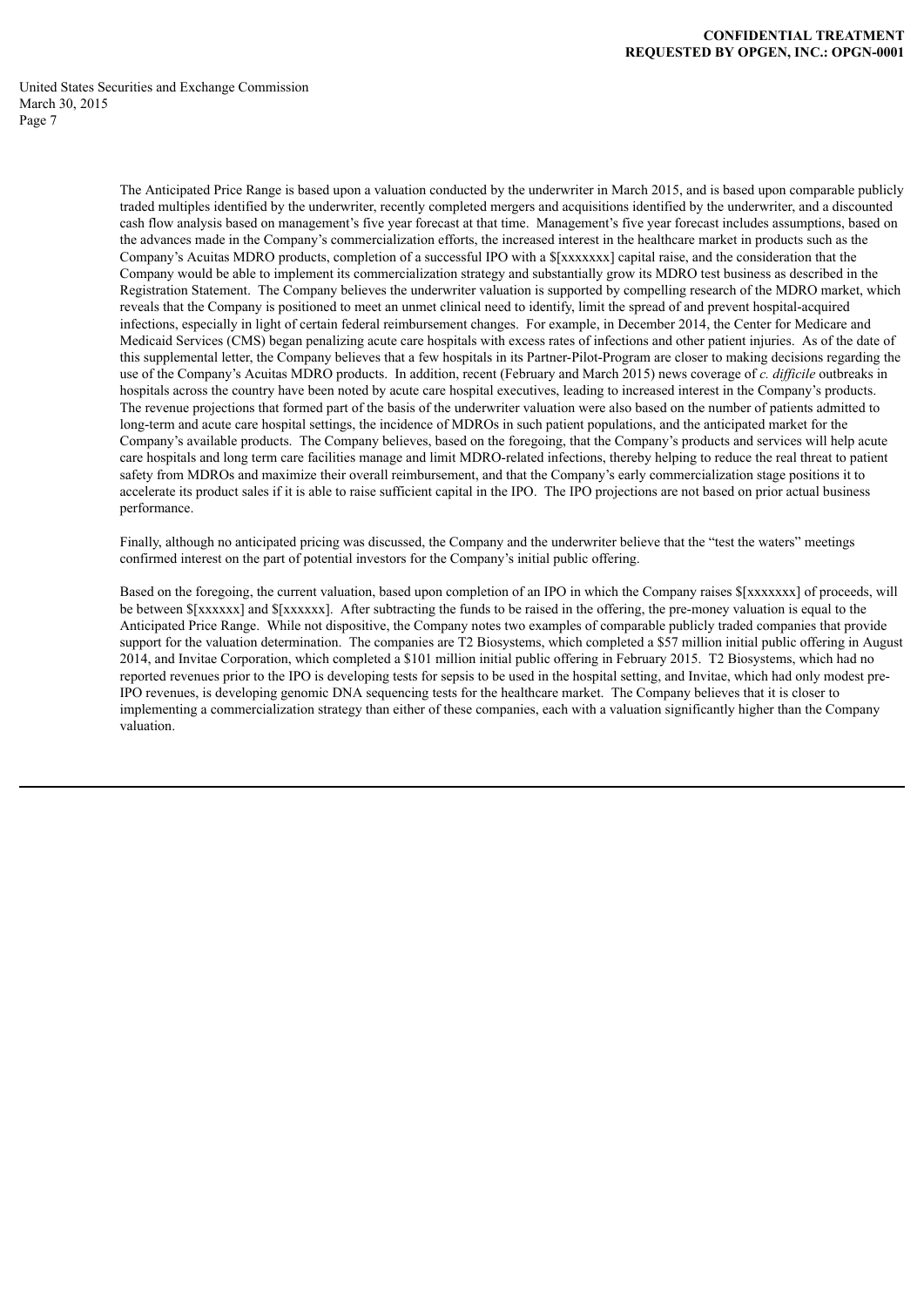The Anticipated Price Range is based upon a valuation conducted by the underwriter in March 2015, and is based upon comparable publicly traded multiples identified by the underwriter, recently completed mergers and acquisitions identified by the underwriter, and a discounted cash flow analysis based on management's five year forecast at that time. Management's five year forecast includes assumptions, based on the advances made in the Company's commercialization efforts, the increased interest in the healthcare market in products such as the Company's Acuitas MDRO products, completion of a successful IPO with a $[xxxxxxx] capital raise, and the consideration that the Company would be able to implement its commercialization strategy and substantially grow its MDRO test business as described in the Registration Statement. The Company believes the underwriter valuation is supported by compelling research of the MDRO market, which reveals that the Company is positioned to meet an unmet clinical need to identify, limit the spread of and prevent hospital-acquired infections, especially in light of certain federal reimbursement changes. For example, in December 2014, the Center for Medicare and Medicaid Services (CMS) began penalizing acute care hospitals with excess rates of infections and other patient injuries. As of the date of this supplemental letter, the Company believes that a few hospitals in its Partner-Pilot-Program are closer to making decisions regarding the use of the Company's Acuitas MDRO products. In addition, recent (February and March 2015) news coverage of *c. difficile* outbreaks in hospitals across the country have been noted by acute care hospital executives, leading to increased interest in the Company's products. The revenue projections that formed part of the basis of the underwriter valuation were also based on the number of patients admitted to long-term and acute care hospital settings, the incidence of MDROs in such patient populations, and the anticipated market for the Company's available products. The Company believes, based on the foregoing, that the Company's products and services will help acute care hospitals and long term care facilities manage and limit MDRO-related infections, thereby helping to reduce the real threat to patient safety from MDROs and maximize their overall reimbursement, and that the Company's early commercialization stage positions it to accelerate its product sales if it is able to raise sufficient capital in the IPO. The IPO projections are not based on prior actual business performance.

Finally, although no anticipated pricing was discussed, the Company and the underwriter believe that the "test the waters" meetings confirmed interest on the part of potential investors for the Company's initial public offering.

Based on the foregoing, the current valuation, based upon completion of an IPO in which the Company raises $[xxxxxxx] of proceeds, will be between $[xxxxxx] and $[xxxxxx]. After subtracting the funds to be raised in the offering, the pre-money valuation is equal to the Anticipated Price Range. While not dispositive, the Company notes two examples of comparable publicly traded companies that provide support for the valuation determination. The companies are T2 Biosystems, which completed a $57 million initial public offering in August 2014, and Invitae Corporation, which completed a $101 million initial public offering in February 2015. T2 Biosystems, which had no reported revenues prior to the IPO is developing tests for sepsis to be used in the hospital setting, and Invitae, which had only modest pre-IPO revenues, is developing genomic DNA sequencing tests for the healthcare market. The Company believes that it is closer to implementing a commercialization strategy than either of these companies, each with a valuation significantly higher than the Company valuation.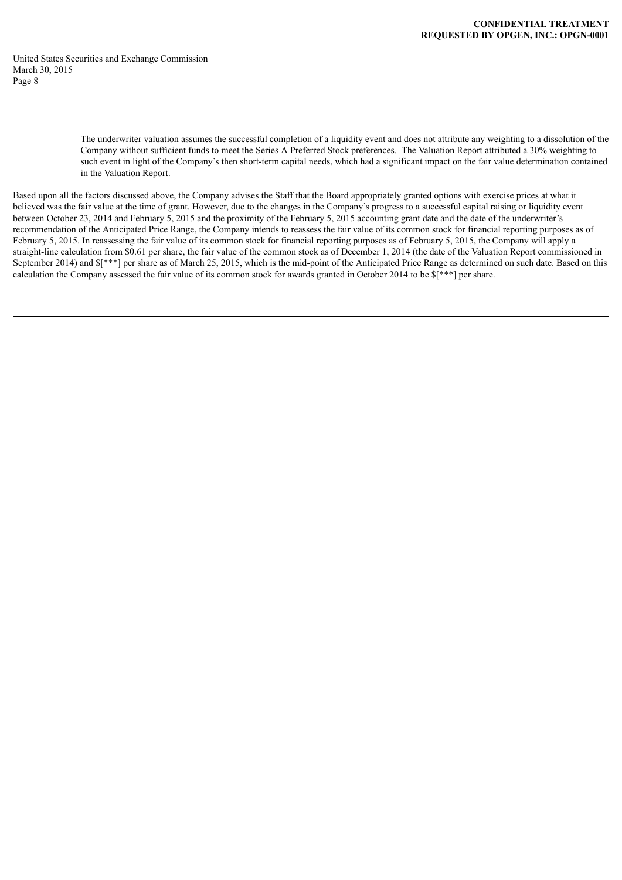The underwriter valuation assumes the successful completion of a liquidity event and does not attribute any weighting to a dissolution of the Company without sufficient funds to meet the Series A Preferred Stock preferences. The Valuation Report attributed a 30% weighting to such event in light of the Company's then short-term capital needs, which had a significant impact on the fair value determination contained in the Valuation Report.

Based upon all the factors discussed above, the Company advises the Staff that the Board appropriately granted options with exercise prices at what it believed was the fair value at the time of grant. However, due to the changes in the Company's progress to a successful capital raising or liquidity event between October 23, 2014 and February 5, 2015 and the proximity of the February 5, 2015 accounting grant date and the date of the underwriter's recommendation of the Anticipated Price Range, the Company intends to reassess the fair value of its common stock for financial reporting purposes as of February 5, 2015. In reassessing the fair value of its common stock for financial reporting purposes as of February 5, 2015, the Company will apply a straight-line calculation from $0.61 per share, the fair value of the common stock as of December 1, 2014 (the date of the Valuation Report commissioned in September 2014) and $[***] per share as of March 25, 2015, which is the mid-point of the Anticipated Price Range as determined on such date. Based on this calculation the Company assessed the fair value of its common stock for awards granted in October 2014 to be $[***] per share.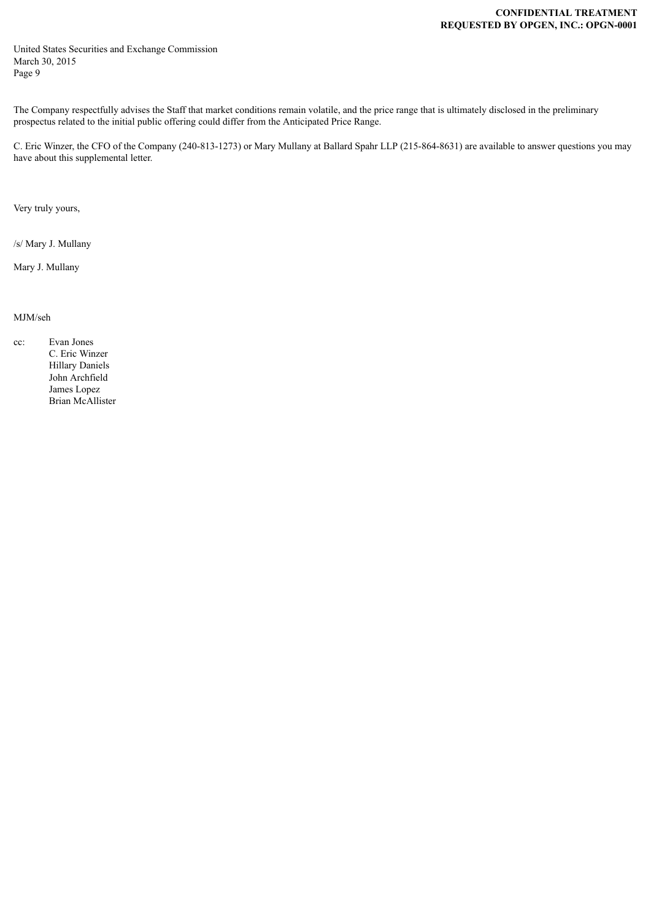The Company respectfully advises the Staff that market conditions remain volatile, and the price range that is ultimately disclosed in the preliminary prospectus related to the initial public offering could differ from the Anticipated Price Range.

C. Eric Winzer, the CFO of the Company (240-813-1273) or Mary Mullany at Ballard Spahr LLP (215-864-8631) are available to answer questions you may have about this supplemental letter.

Very truly yours,

/s/ Mary J. Mullany

Mary J. Mullany

MJM/seh

cc: Evan Jones
C. Eric Winzer
Hillary Daniels
John Archfield
James Lopez
Brian McAllister